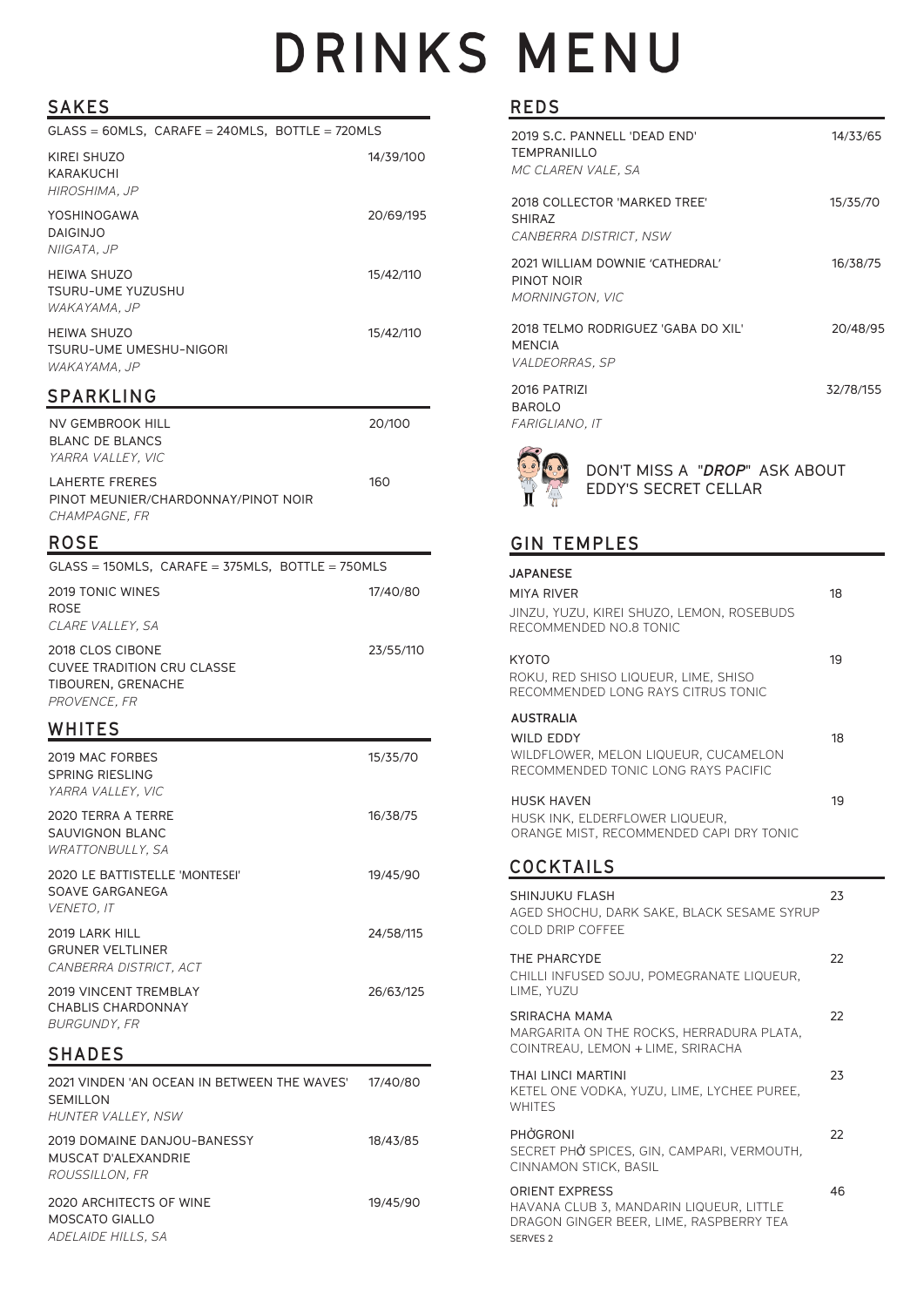# DRINKS MENU

## SAKES

GLASS = 60MLS, CARAFE = 240MLS, BOTTLE = 720MLS

| | |
|---|---|
| KIREI SHUZO<br>KARAKUCHI<br>*HIROSHIMA, JP* | 14/39/100 |
| YOSHINOGAWA<br>DAIGINJO<br>*NIIGATA, JP* | 20/69/195 |
| HEIWA SHUZO<br>TSURU-UME YUZUSHU<br>*WAKAYAMA, JP* | 15/42/110 |
| HEIWA SHUZO<br>TSURU-UME UMESHU-NIGORI<br>*WAKAYAMA, JP* | 15/42/110 |

## SPARKLING

| | |
|---|---|
| NV GEMBROOK HILL<br>BLANC DE BLANCS<br>*YARRA VALLEY, VIC* | 20/100 |
| LAHERTE FRERES<br>PINOT MEUNIER/CHARDONNAY/PINOT NOIR<br>*CHAMPAGNE, FR* | 160 |

## ROSE

GLASS = 150MLS, CARAFE = 375MLS, BOTTLE = 750MLS

| | |
|---|---|
| 2019 TONIC WINES<br>ROSE<br>*CLARE VALLEY, SA* | 17/40/80 |
| 2018 CLOS CIBONE<br>CUVEE TRADITION CRU CLASSE<br>TIBOUREN, GRENACHE<br>*PROVENCE, FR* | 23/55/110 |

## WHITES

| | |
|---|---|
| 2019 MAC FORBES<br>SPRING RIESLING<br>*YARRA VALLEY, VIC* | 15/35/70 |
| 2020 TERRA A TERRE<br>SAUVIGNON BLANC<br>*WRATTONBULLY, SA* | 16/38/75 |
| 2020 LE BATTISTELLE 'MONTESEI'<br>SOAVE GARGANEGA<br>*VENETO, IT* | 19/45/90 |
| 2019 LARK HILL<br>GRUNER VELTLINER<br>*CANBERRA DISTRICT, ACT* | 24/58/115 |
| 2019 VINCENT TREMBLAY<br>CHABLIS CHARDONNAY<br>*BURGUNDY, FR* | 26/63/125 |

## SHADES

| | |
|---|---|
| 2021 VINDEN 'AN OCEAN IN BETWEEN THE WAVES'<br>SEMILLON<br>*HUNTER VALLEY, NSW* | 17/40/80 |
| 2019 DOMAINE DANJOU-BANESSY<br>MUSCAT D'ALEXANDRIE<br>*ROUSSILLON, FR* | 18/43/85 |
| 2020 ARCHITECTS OF WINE<br>MOSCATO GIALLO<br>*ADELAIDE HILLS, SA* | 19/45/90 |

## REDS

| | |
|---|---|
| 2019 S.C. PANNELL 'DEAD END'<br>TEMPRANILLO<br>*MC CLAREN VALE, SA* | 14/33/65 |
| 2018 COLLECTOR 'MARKED TREE'<br>SHIRAZ<br>*CANBERRA DISTRICT, NSW* | 15/35/70 |
| 2021 WILLIAM DOWNIE 'CATHEDRAL'<br>PINOT NOIR<br>*MORNINGTON, VIC* | 16/38/75 |
| 2018 TELMO RODRIGUEZ 'GABA DO XIL'<br>MENCIA<br>*VALDEORRAS, SP* | 20/48/95 |
| 2016 PATRIZI<br>BAROLO<br>*FARIGLIANO, IT* | 32/78/155 |

DON'T MISS A "***DROP***" ASK ABOUT EDDY'S SECRET CELLAR

## GIN TEMPLES

**JAPANESE**

| | |
|---|---|
| MIYA RIVER<br>JINZU, YUZU, KIREI SHUZO, LEMON, ROSEBUDS<br>RECOMMENDED NO.8 TONIC | 18 |
| KYOTO<br>ROKU, RED SHISO LIQUEUR, LIME, SHISO<br>RECOMMENDED LONG RAYS CITRUS TONIC | 19 |

**AUSTRALIA**

| | |
|---|---|
| WILD EDDY<br>WILDFLOWER, MELON LIQUEUR, CUCAMELON<br>RECOMMENDED TONIC LONG RAYS PACIFIC | 18 |
| HUSK HAVEN<br>HUSK INK, ELDERFLOWER LIQUEUR,<br>ORANGE MIST, RECOMMENDED CAPI DRY TONIC | 19 |

## COCKTAILS

| | |
|---|---|
| SHINJUKU FLASH<br>AGED SHOCHU, DARK SAKE, BLACK SESAME SYRUP<br>COLD DRIP COFFEE | 23 |
| THE PHARCYDE<br>CHILLI INFUSED SOJU, POMEGRANATE LIQUEUR,<br>LIME, YUZU | 22 |
| SRIRACHA MAMA<br>MARGARITA ON THE ROCKS, HERRADURA PLATA,<br>COINTREAU, LEMON + LIME, SRIRACHA | 22 |
| THAI LINCI MARTINI<br>KETEL ONE VODKA, YUZU, LIME, LYCHEE PUREE,<br>WHITES | 23 |
| PHỞGRONI<br>SECRET PHỞ SPICES, GIN, CAMPARI, VERMOUTH,<br>CINNAMON STICK, BASIL | 22 |
| ORIENT EXPRESS<br>HAVANA CLUB 3, MANDARIN LIQUEUR, LITTLE<br>DRAGON GINGER BEER, LIME, RASPBERRY TEA<br>SERVES 2 | 46 |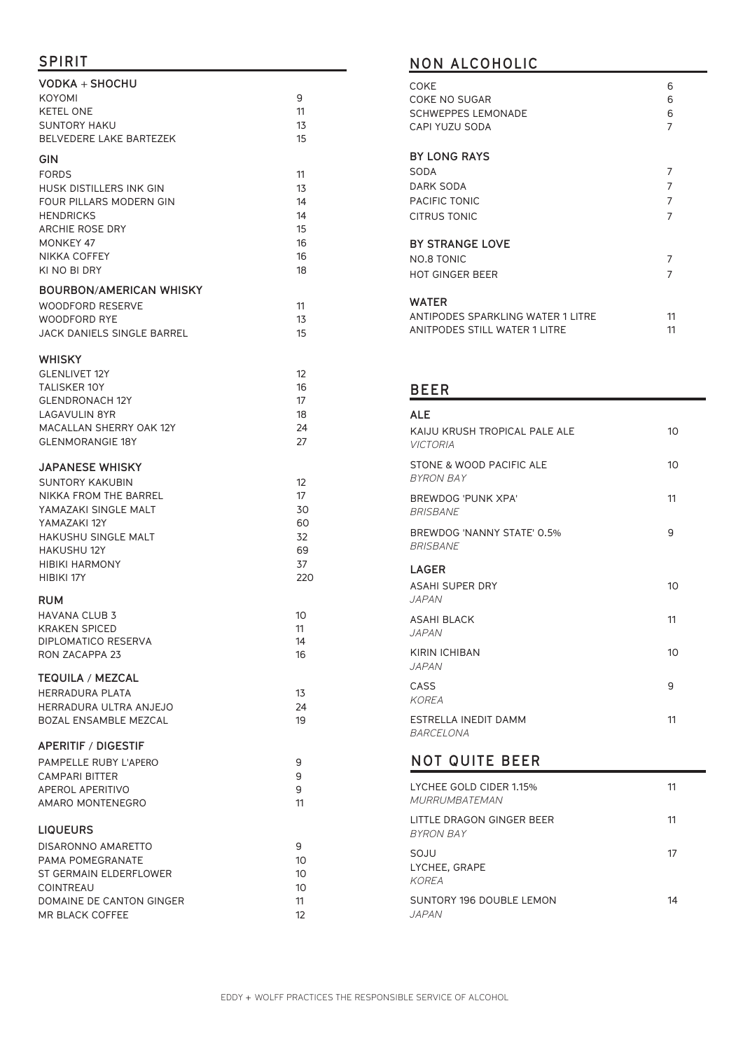## SPIRIT

### VODKA + SHOCHU

| | |
|---|---|
| KOYOMI | 9 |
| KETEL ONE | 11 |
| SUNTORY HAKU | 13 |
| BELVEDERE LAKE BARTEZEK | 15 |

### GIN

| | |
|---|---|
| FORDS | 11 |
| HUSK DISTILLERS INK GIN | 13 |
| FOUR PILLARS MODERN GIN | 14 |
| HENDRICKS | 14 |
| ARCHIE ROSE DRY | 15 |
| MONKEY 47 | 16 |
| NIKKA COFFEY | 16 |
| KI NO BI DRY | 18 |

### BOURBON/AMERICAN WHISKY

| | |
|---|---|
| WOODFORD RESERVE | 11 |
| WOODFORD RYE | 13 |
| JACK DANIELS SINGLE BARREL | 15 |

### WHISKY

| | |
|---|---|
| GLENLIVET 12Y | 12 |
| TALISKER 10Y | 16 |
| GLENDRONACH 12Y | 17 |
| LAGAVULIN 8YR | 18 |
| MACALLAN SHERRY OAK 12Y | 24 |
| GLENMORANGIE 18Y | 27 |

### JAPANESE WHISKY

| | |
|---|---|
| SUNTORY KAKUBIN | 12 |
| NIKKA FROM THE BARREL | 17 |
| YAMAZAKI SINGLE MALT | 30 |
| YAMAZAKI 12Y | 60 |
| HAKUSHU SINGLE MALT | 32 |
| HAKUSHU 12Y | 69 |
| HIBIKI HARMONY | 37 |
| HIBIKI 17Y | 220 |

### RUM

| | |
|---|---|
| HAVANA CLUB 3 | 10 |
| KRAKEN SPICED | 11 |
| DIPLOMATICO RESERVA | 14 |
| RON ZACAPPA 23 | 16 |

### TEQUILA / MEZCAL

| | |
|---|---|
| HERRADURA PLATA | 13 |
| HERRADURA ULTRA ANJEJO | 24 |
| BOZAL ENSAMBLE MEZCAL | 19 |

### APERITIF / DIGESTIF

| | |
|---|---|
| PAMPELLE RUBY L'APERO | 9 |
| CAMPARI BITTER | 9 |
| APEROL APERITIVO | 9 |
| AMARO MONTENEGRO | 11 |

### LIQUEURS

| | |
|---|---|
| DISARONNO AMARETTO | 9 |
| PAMA POMEGRANATE | 10 |
| ST GERMAIN ELDERFLOWER | 10 |
| COINTREAU | 10 |
| DOMAINE DE CANTON GINGER | 11 |
| MR BLACK COFFEE | 12 |

## NON ALCOHOLIC

| | |
|---|---|
| COKE | 6 |
| COKE NO SUGAR | 6 |
| SCHWEPPES LEMONADE | 6 |
| CAPI YUZU SODA | 7 |

### BY LONG RAYS

| | |
|---|---|
| SODA | 7 |
| DARK SODA | 7 |
| PACIFIC TONIC | 7 |
| CITRUS TONIC | 7 |

### BY STRANGE LOVE

| | |
|---|---|
| NO.8 TONIC | 7 |
| HOT GINGER BEER | 7 |

### WATER

| | |
|---|---|
| ANTIPODES SPARKLING WATER 1 LITRE | 11 |
| ANITPODES STILL WATER 1 LITRE | 11 |

## BEER

### ALE

| | |
|---|---|
| KAIJU KRUSH TROPICAL PALE ALE<br>*VICTORIA* | 10 |
| STONE & WOOD PACIFIC ALE<br>*BYRON BAY* | 10 |
| BREWDOG 'PUNK XPA'<br>*BRISBANE* | 11 |
| BREWDOG 'NANNY STATE' 0.5%<br>*BRISBANE* | 9 |

### LAGER

| | |
|---|---|
| ASAHI SUPER DRY<br>*JAPAN* | 10 |
| ASAHI BLACK<br>*JAPAN* | 11 |
| KIRIN ICHIBAN<br>*JAPAN* | 10 |
| CASS<br>*KOREA* | 9 |
| ESTRELLA INEDIT DAMM<br>*BARCELONA* | 11 |

## NOT QUITE BEER

| | |
|---|---|
| LYCHEE GOLD CIDER 1.15%<br>*MURRUMBATEMAN* | 11 |
| LITTLE DRAGON GINGER BEER<br>*BYRON BAY* | 11 |
| SOJU<br>LYCHEE, GRAPE<br>*KOREA* | 17 |
| SUNTORY 196 DOUBLE LEMON<br>*JAPAN* | 14 |

EDDY + WOLFF PRACTICES THE RESPONSIBLE SERVICE OF ALCOHOL